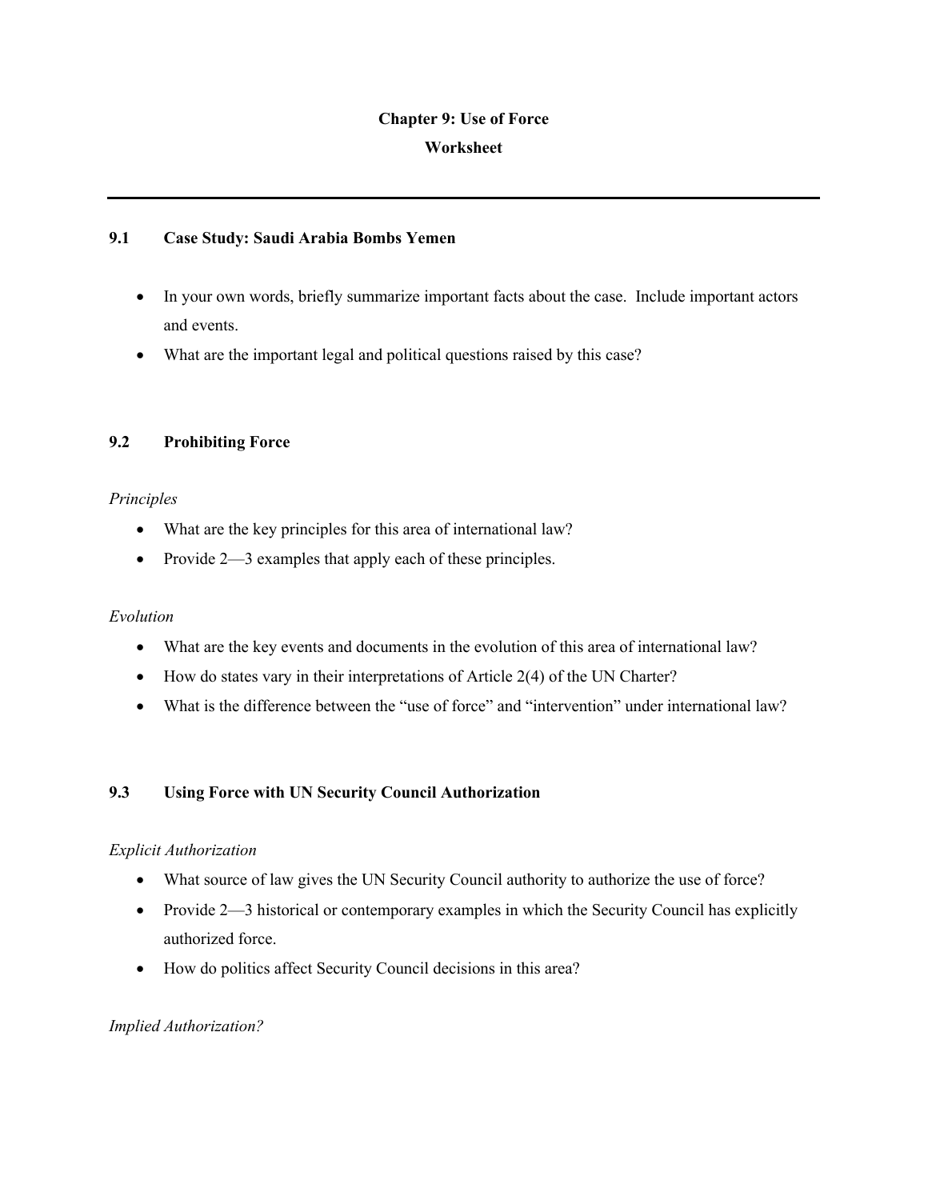# Chapter 9: Use of Force

## Worksheet

---

### 9.1 Case Study: Saudi Arabia Bombs Yemen

- In your own words, briefly summarize important facts about the case. Include important actors and events.
- What are the important legal and political questions raised by this case?

### 9.2 Prohibiting Force

*Principles*

- What are the key principles for this area of international law?
- Provide 2—3 examples that apply each of these principles.

*Evolution*

- What are the key events and documents in the evolution of this area of international law?
- How do states vary in their interpretations of Article 2(4) of the UN Charter?
- What is the difference between the "use of force" and "intervention" under international law?

### 9.3 Using Force with UN Security Council Authorization

*Explicit Authorization*

- What source of law gives the UN Security Council authority to authorize the use of force?
- Provide 2—3 historical or contemporary examples in which the Security Council has explicitly authorized force.
- How do politics affect Security Council decisions in this area?

*Implied Authorization?*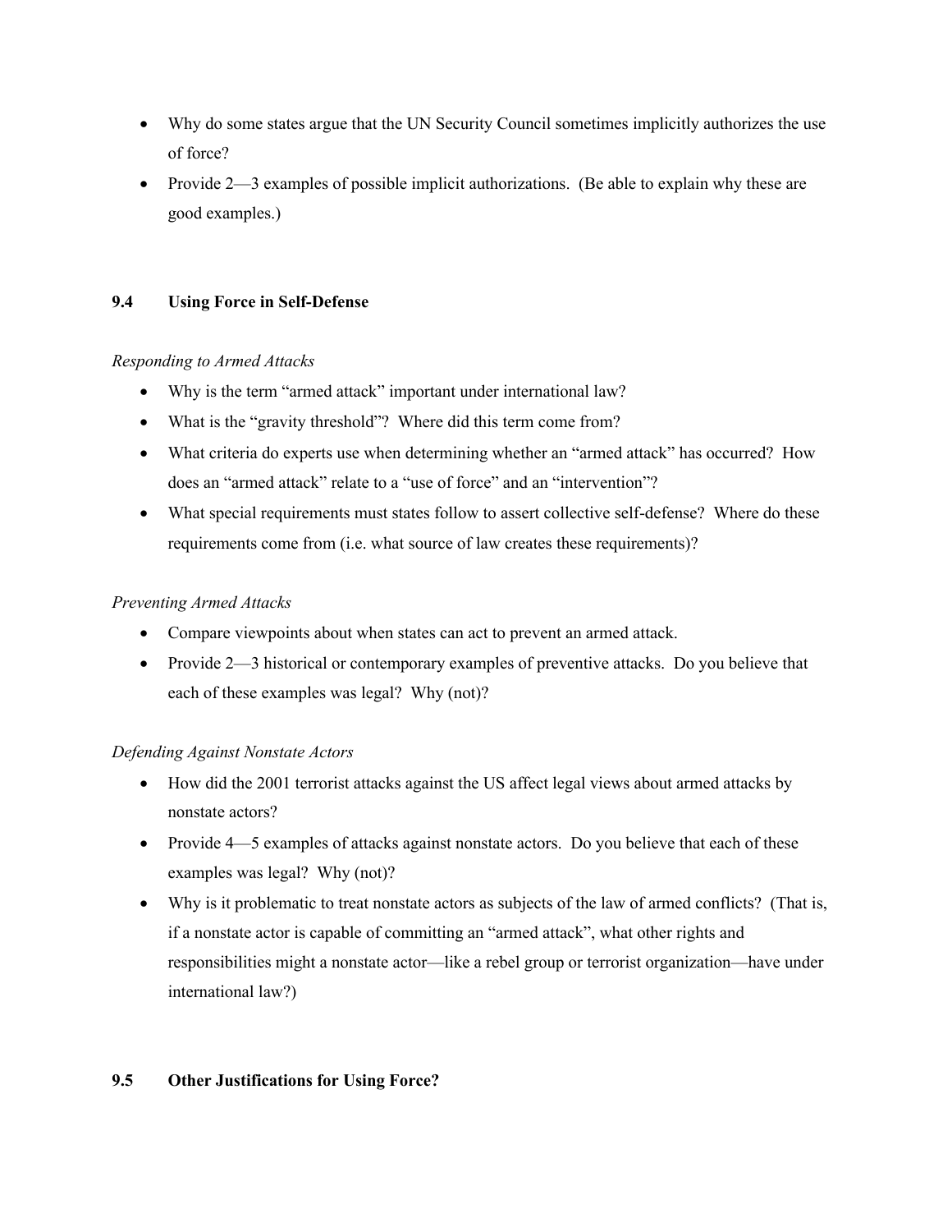- Why do some states argue that the UN Security Council sometimes implicitly authorizes the use of force?
- Provide 2—3 examples of possible implicit authorizations. (Be able to explain why these are good examples.)

## 9.4 Using Force in Self-Defense

*Responding to Armed Attacks*

- Why is the term "armed attack" important under international law?
- What is the "gravity threshold"? Where did this term come from?
- What criteria do experts use when determining whether an "armed attack" has occurred? How does an "armed attack" relate to a "use of force" and an "intervention"?
- What special requirements must states follow to assert collective self-defense? Where do these requirements come from (i.e. what source of law creates these requirements)?

*Preventing Armed Attacks*

- Compare viewpoints about when states can act to prevent an armed attack.
- Provide 2—3 historical or contemporary examples of preventive attacks. Do you believe that each of these examples was legal? Why (not)?

*Defending Against Nonstate Actors*

- How did the 2001 terrorist attacks against the US affect legal views about armed attacks by nonstate actors?
- Provide 4—5 examples of attacks against nonstate actors. Do you believe that each of these examples was legal? Why (not)?
- Why is it problematic to treat nonstate actors as subjects of the law of armed conflicts? (That is, if a nonstate actor is capable of committing an "armed attack", what other rights and responsibilities might a nonstate actor—like a rebel group or terrorist organization—have under international law?)

## 9.5 Other Justifications for Using Force?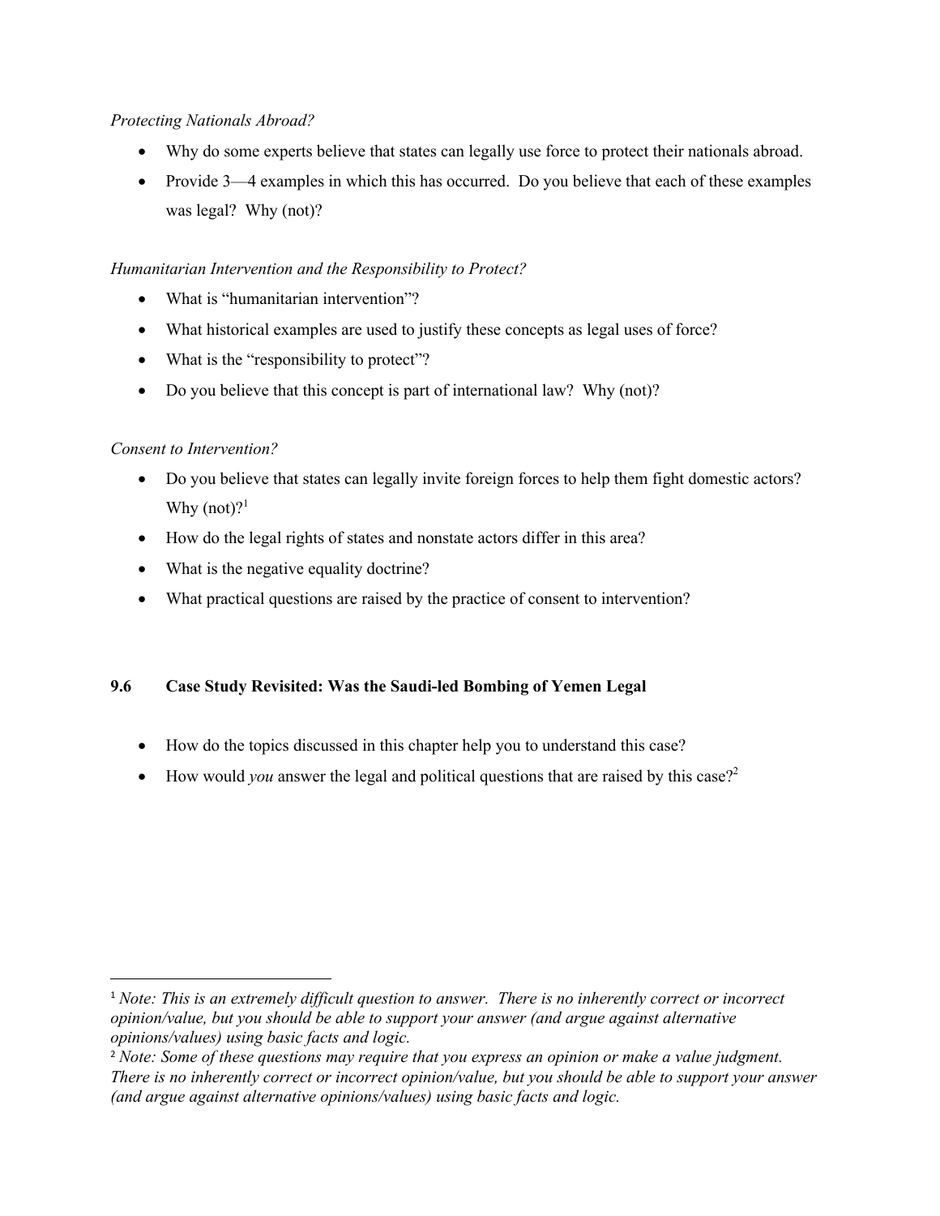*Protecting Nationals Abroad?*

- Why do some experts believe that states can legally use force to protect their nationals abroad.
- Provide 3—4 examples in which this has occurred. Do you believe that each of these examples was legal? Why (not)?

*Humanitarian Intervention and the Responsibility to Protect?*

- What is "humanitarian intervention"?
- What historical examples are used to justify these concepts as legal uses of force?
- What is the "responsibility to protect"?
- Do you believe that this concept is part of international law? Why (not)?

*Consent to Intervention?*

- Do you believe that states can legally invite foreign forces to help them fight domestic actors? Why (not)?[1]
- How do the legal rights of states and nonstate actors differ in this area?
- What is the negative equality doctrine?
- What practical questions are raised by the practice of consent to intervention?

### 9.6 Case Study Revisited: Was the Saudi-led Bombing of Yemen Legal

- How do the topics discussed in this chapter help you to understand this case?
- How would *you* answer the legal and political questions that are raised by this case?[2]

---

[1] *Note: This is an extremely difficult question to answer. There is no inherently correct or incorrect opinion/value, but you should be able to support your answer (and argue against alternative opinions/values) using basic facts and logic.*

[2] *Note: Some of these questions may require that you express an opinion or make a value judgment. There is no inherently correct or incorrect opinion/value, but you should be able to support your answer (and argue against alternative opinions/values) using basic facts and logic.*